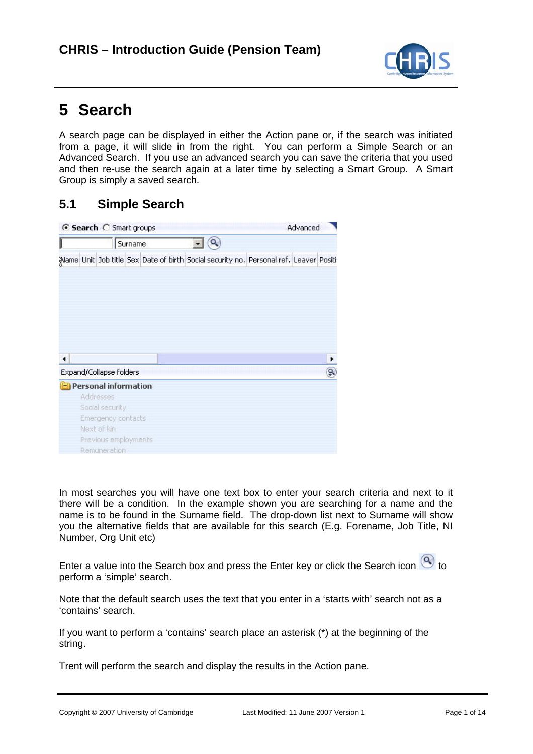# 5 Search

A search page can be displayed in either the Action pane or, if the search was initiated from a page, it will slide in from the right. You can perform a Simple Search or an Advanced Search. If you use an advanced search you can save the criteria that you used and then re-use the search again at a later time by selecting a Smart Group. A Smart Group is simply a saved search.

## 5.1 Simple Search

In most searches you will have one text box to enter your search criteria and next to it there will be a condition. In the example shown you are searching for a name and the name is to be found in the Surname field. The drop-down list next to Surname will show you the alternative fields that are available for this search (E.g. Forename, Job Title, NI Number, Org Unit etc)

Enter a value into the Search box and press the Enter key or click the Search icon to perform a 'simple' search.

Note that the default search uses the text that you enter in a 'starts with' search not as a 'contains' search.

If you want to perform a 'contains' search place an asterisk (*) at the beginning of the string.

Trent will perform the search and display the results in the Action pane.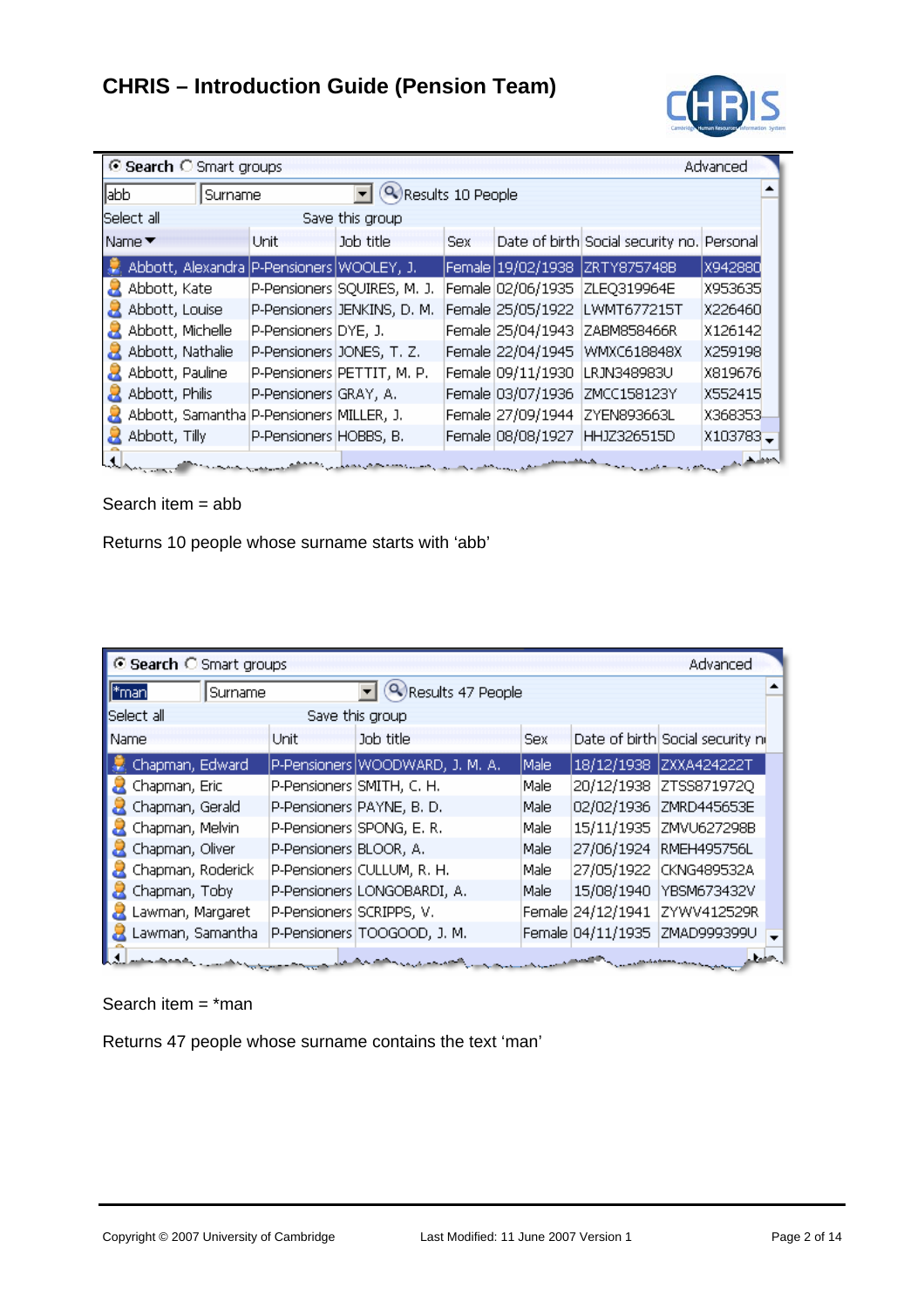| Name | Unit | Job title | Sex | Date of birth | Social security no. | Personal |
|---|---|---|---|---|---|---|
| Abbott, Alexandra | P-Pensioners | WOOLEY, J. | Female | 19/02/1938 | ZRTY875748B | X942880 |
| Abbott, Kate | P-Pensioners | SQUIRES, M. J. | Female | 02/06/1935 | ZLEQ319964E | X953635 |
| Abbott, Louise | P-Pensioners | JENKINS, D. M. | Female | 25/05/1922 | LWMT677215T | X226460 |
| Abbott, Michelle | P-Pensioners | DYE, J. | Female | 25/04/1943 | ZABM858466R | X126142 |
| Abbott, Nathalie | P-Pensioners | JONES, T. Z. | Female | 22/04/1945 | WMXC618848X | X259198 |
| Abbott, Pauline | P-Pensioners | PETTIT, M. P. | Female | 09/11/1930 | LRJN348983U | X819676 |
| Abbott, Philis | P-Pensioners | GRAY, A. | Female | 03/07/1936 | ZMCC158123Y | X552415 |
| Abbott, Samantha | P-Pensioners | MILLER, J. | Female | 27/09/1944 | ZYEN893663L | X368353 |
| Abbott, Tilly | P-Pensioners | HOBBS, B. | Female | 08/08/1927 | HHJZ326515D | X103783 |

Search item = abb

Returns 10 people whose surname starts with ‘abb’

| Name | Unit | Job title | Sex | Date of birth | Social security no |
|---|---|---|---|---|---|
| Chapman, Edward | P-Pensioners | WOODWARD, J. M. A. | Male | 18/12/1938 | ZXXA424222T |
| Chapman, Eric | P-Pensioners | SMITH, C. H. | Male | 20/12/1938 | ZTSS871972Q |
| Chapman, Gerald | P-Pensioners | PAYNE, B. D. | Male | 02/02/1936 | ZMRD445653E |
| Chapman, Melvin | P-Pensioners | SPONG, E. R. | Male | 15/11/1935 | ZMVU627298B |
| Chapman, Oliver | P-Pensioners | BLOOR, A. | Male | 27/06/1924 | RMEH495756L |
| Chapman, Roderick | P-Pensioners | CULLUM, R. H. | Male | 27/05/1922 | CKNG489532A |
| Chapman, Toby | P-Pensioners | LONGOBARDI, A. | Male | 15/08/1940 | YBSM673432V |
| Lawman, Margaret | P-Pensioners | SCRIPPS, V. | Female | 24/12/1941 | ZYWV412529R |
| Lawman, Samantha | P-Pensioners | TOOGOOD, J. M. | Female | 04/11/1935 | ZMAD999399U |

Search item = *man

Returns 47 people whose surname contains the text ‘man’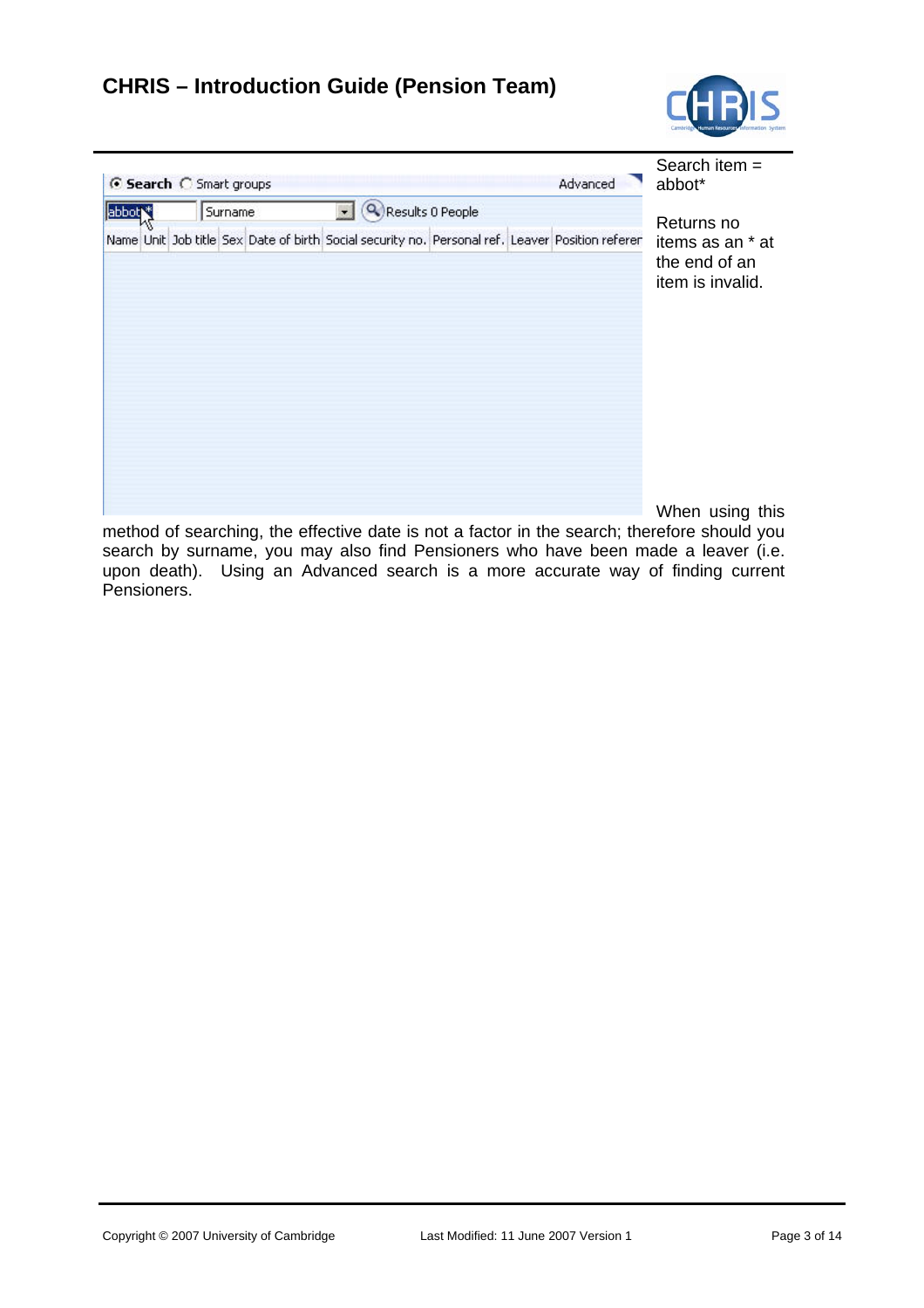Search item = abbot*

Returns no items as an * at the end of an item is invalid.

When using this method of searching, the effective date is not a factor in the search; therefore should you search by surname, you may also find Pensioners who have been made a leaver (i.e. upon death). Using an Advanced search is a more accurate way of finding current Pensioners.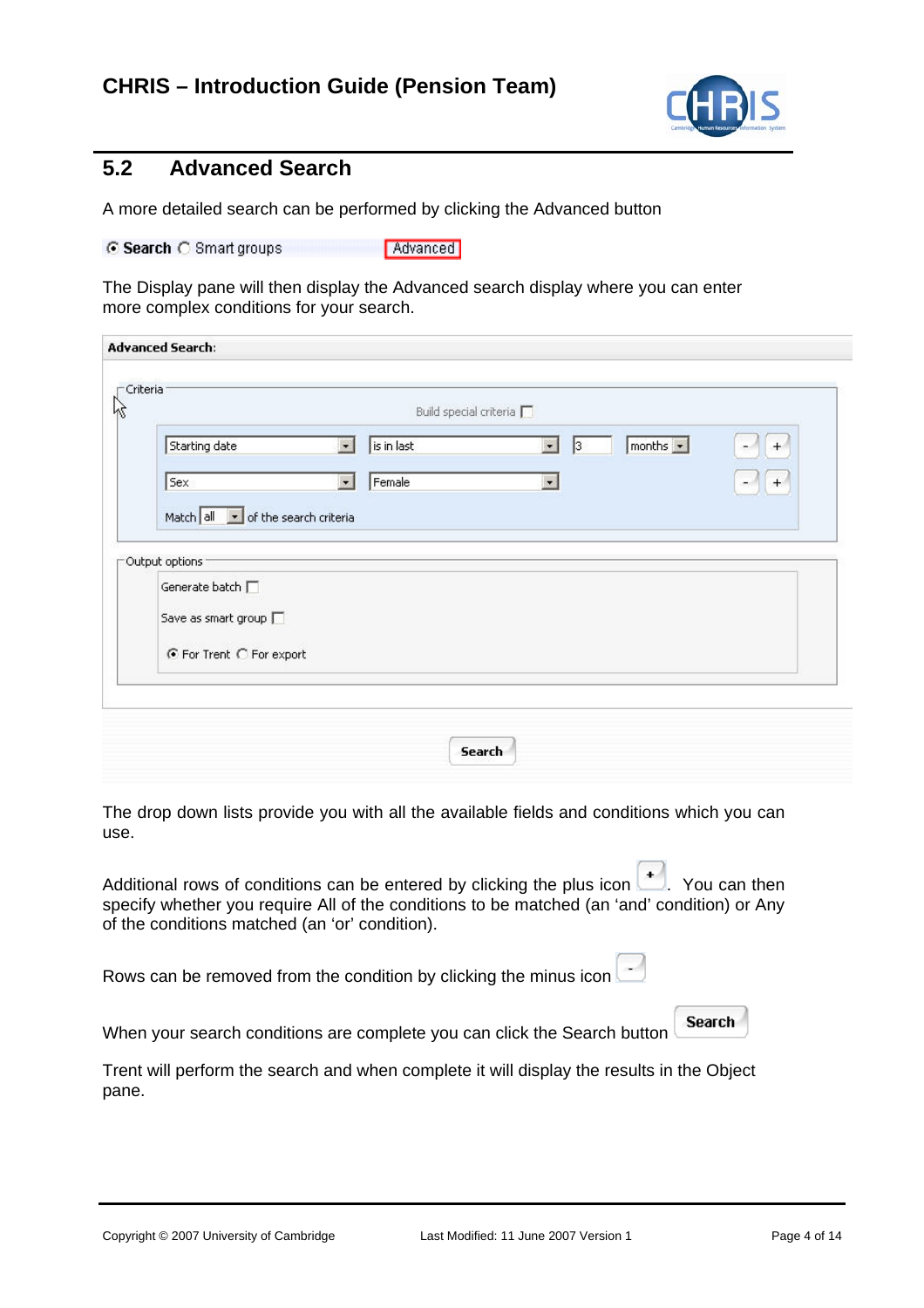## 5.2 Advanced Search

A more detailed search can be performed by clicking the Advanced button

The Display pane will then display the Advanced search display where you can enter more complex conditions for your search.

The drop down lists provide you with all the available fields and conditions which you can use.

Additional rows of conditions can be entered by clicking the plus icon. You can then specify whether you require All of the conditions to be matched (an 'and' condition) or Any of the conditions matched (an 'or' condition).

Rows can be removed from the condition by clicking the minus icon

When your search conditions are complete you can click the Search button

Trent will perform the search and when complete it will display the results in the Object pane.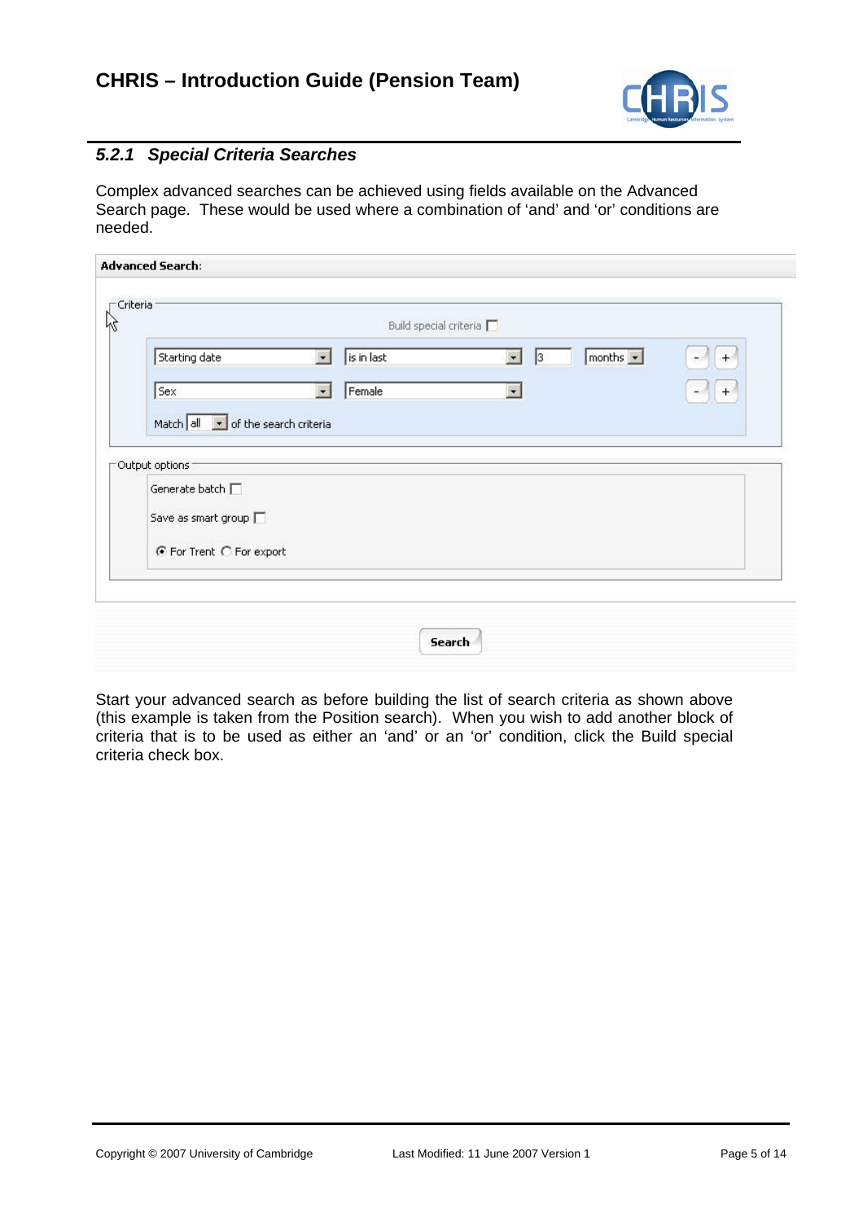### 5.2.1 *Special Criteria Searches*

Complex advanced searches can be achieved using fields available on the Advanced Search page. These would be used where a combination of 'and' and 'or' conditions are needed.

Start your advanced search as before building the list of search criteria as shown above (this example is taken from the Position search). When you wish to add another block of criteria that is to be used as either an 'and' or an 'or' condition, click the Build special criteria check box.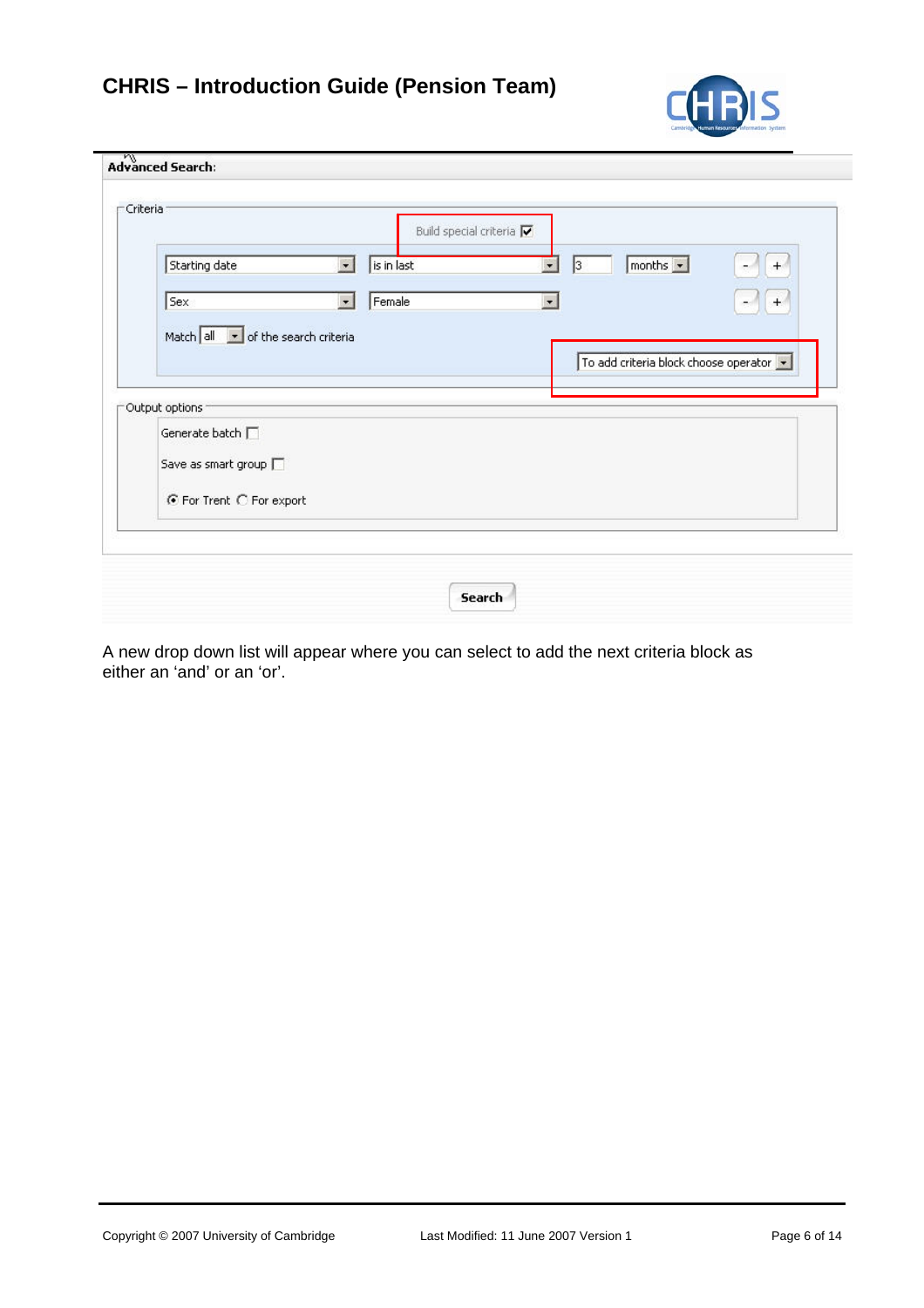Advanced Search:

Criteria

Build special criteria ☑

Starting date | is in last | 3 | months

Sex | Female

Match all of the search criteria

To add criteria block choose operator

Output options

Generate batch ☐

Save as smart group ☐

◉ For Trent ○ For export

Search

A new drop down list will appear where you can select to add the next criteria block as either an 'and' or an 'or'.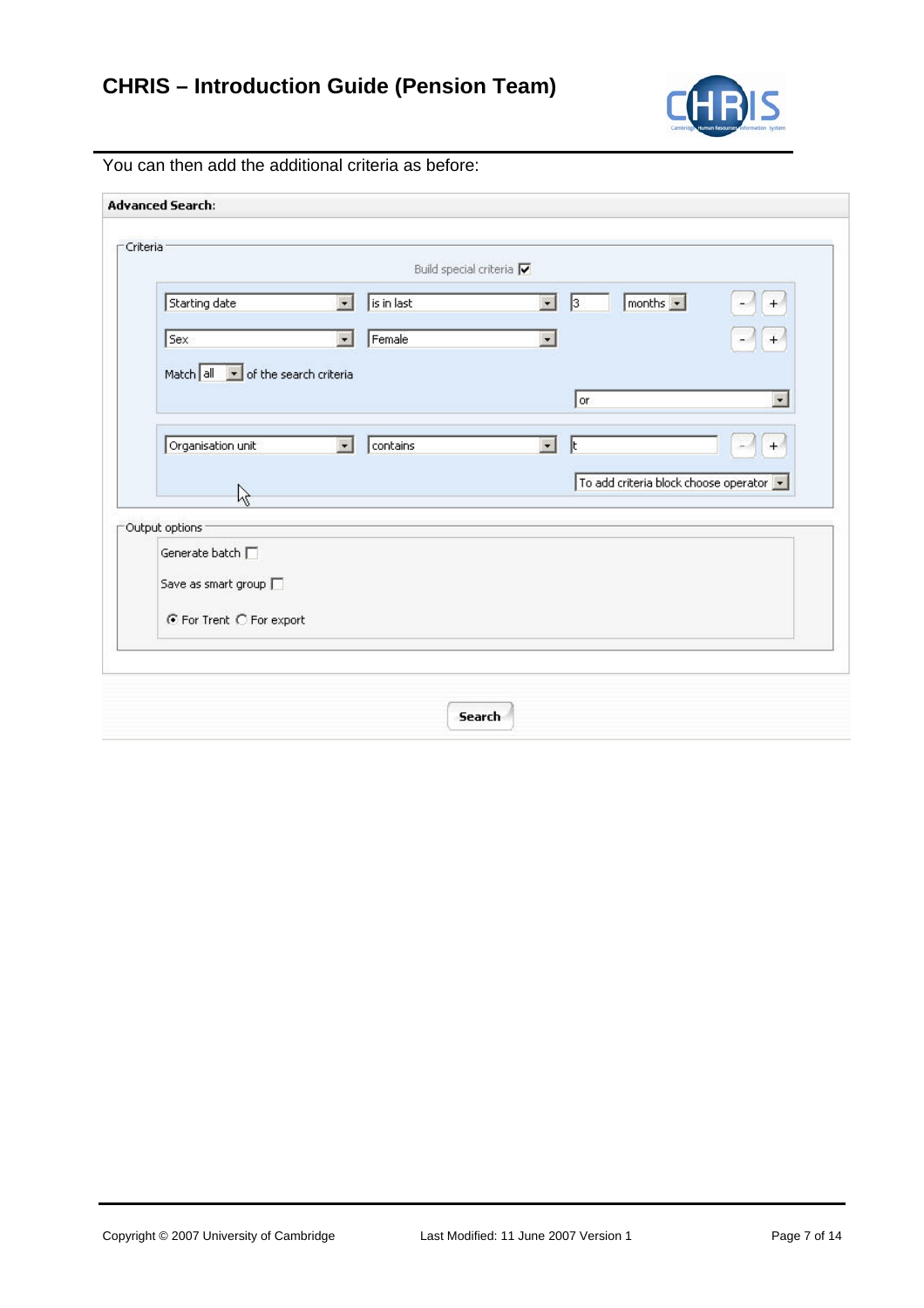You can then add the additional criteria as before:

**Advanced Search:**

Criteria

Build special criteria ☑

Starting date | is in last | 3 | months

Sex | Female

Match all of the search criteria

or

Organisation unit | contains | t

To add criteria block choose operator

Output options

Generate batch ☐

Save as smart group ☐

◉ For Trent ○ For export

Search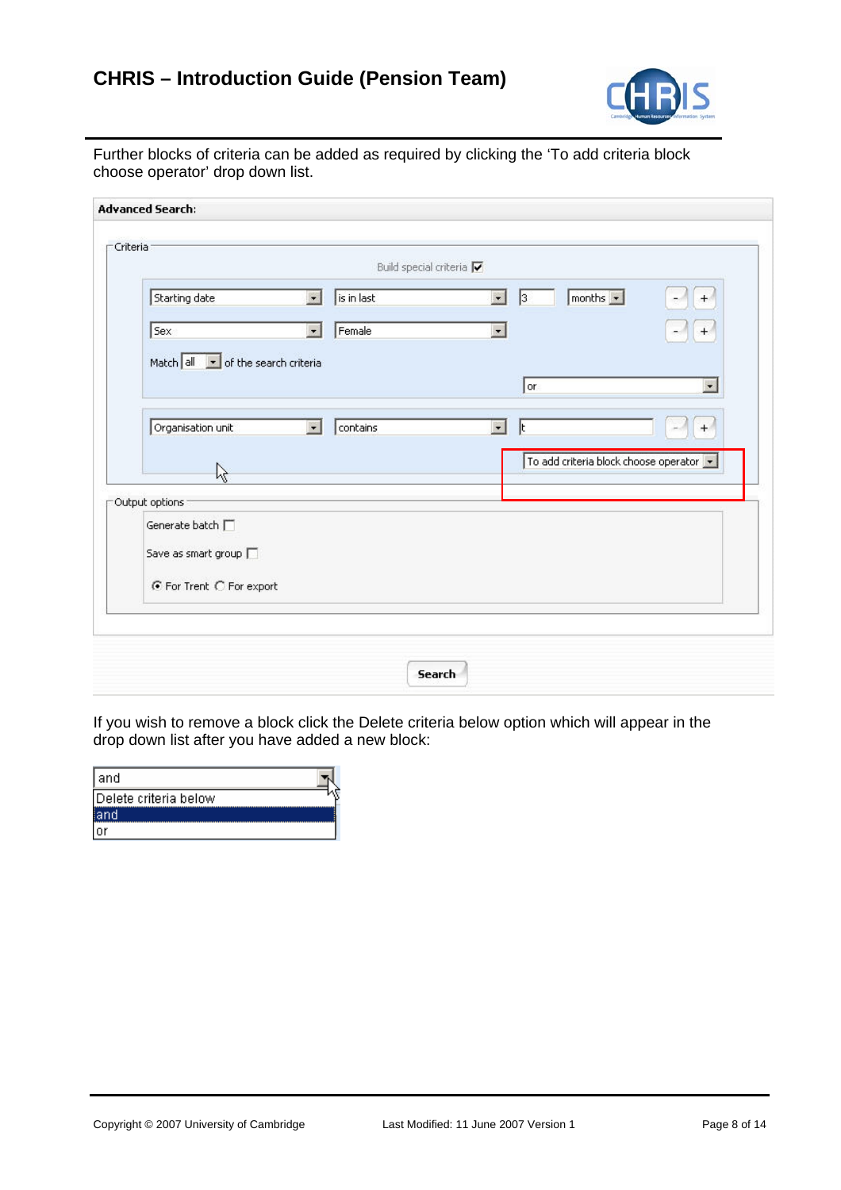Further blocks of criteria can be added as required by clicking the 'To add criteria block choose operator' drop down list.

If you wish to remove a block click the Delete criteria below option which will appear in the drop down list after you have added a new block: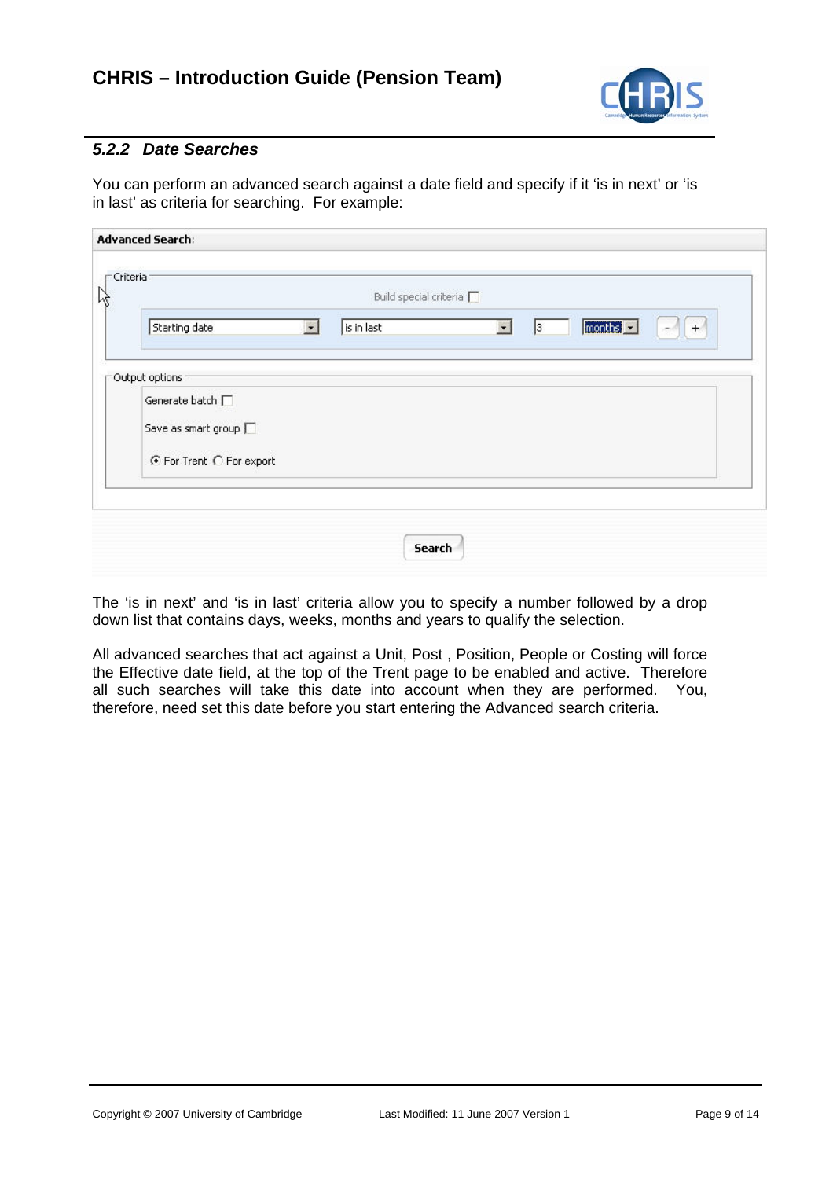### 5.2.2 *Date Searches*

You can perform an advanced search against a date field and specify if it 'is in next' or 'is in last' as criteria for searching.  For example:

The 'is in next' and 'is in last' criteria allow you to specify a number followed by a drop down list that contains days, weeks, months and years to qualify the selection.

All advanced searches that act against a Unit, Post , Position, People or Costing will force the Effective date field, at the top of the Trent page to be enabled and active.  Therefore all such searches will take this date into account when they are performed.  You, therefore, need set this date before you start entering the Advanced search criteria.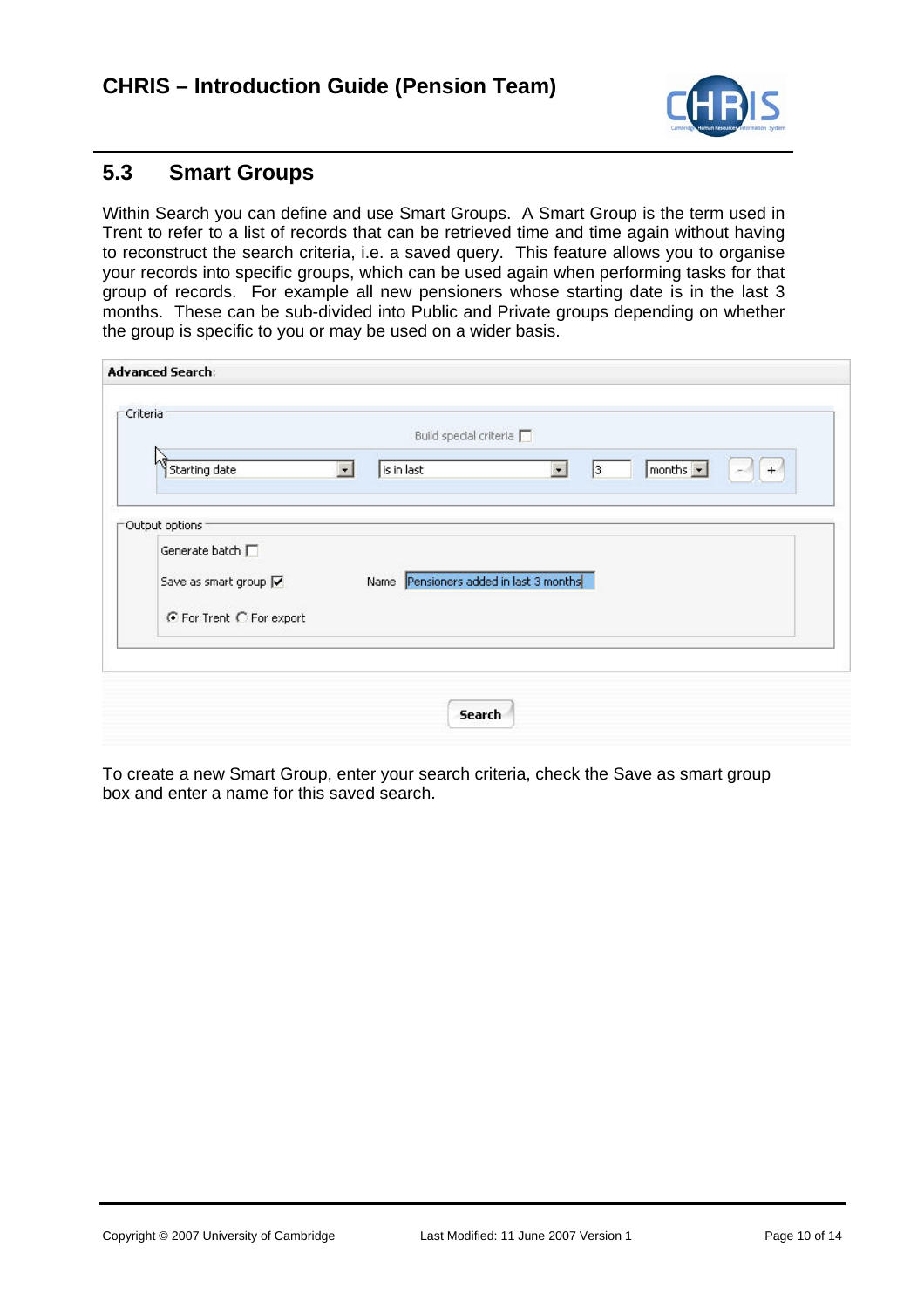## 5.3 Smart Groups

Within Search you can define and use Smart Groups. A Smart Group is the term used in Trent to refer to a list of records that can be retrieved time and time again without having to reconstruct the search criteria, i.e. a saved query. This feature allows you to organise your records into specific groups, which can be used again when performing tasks for that group of records. For example all new pensioners whose starting date is in the last 3 months. These can be sub-divided into Public and Private groups depending on whether the group is specific to you or may be used on a wider basis.

To create a new Smart Group, enter your search criteria, check the Save as smart group box and enter a name for this saved search.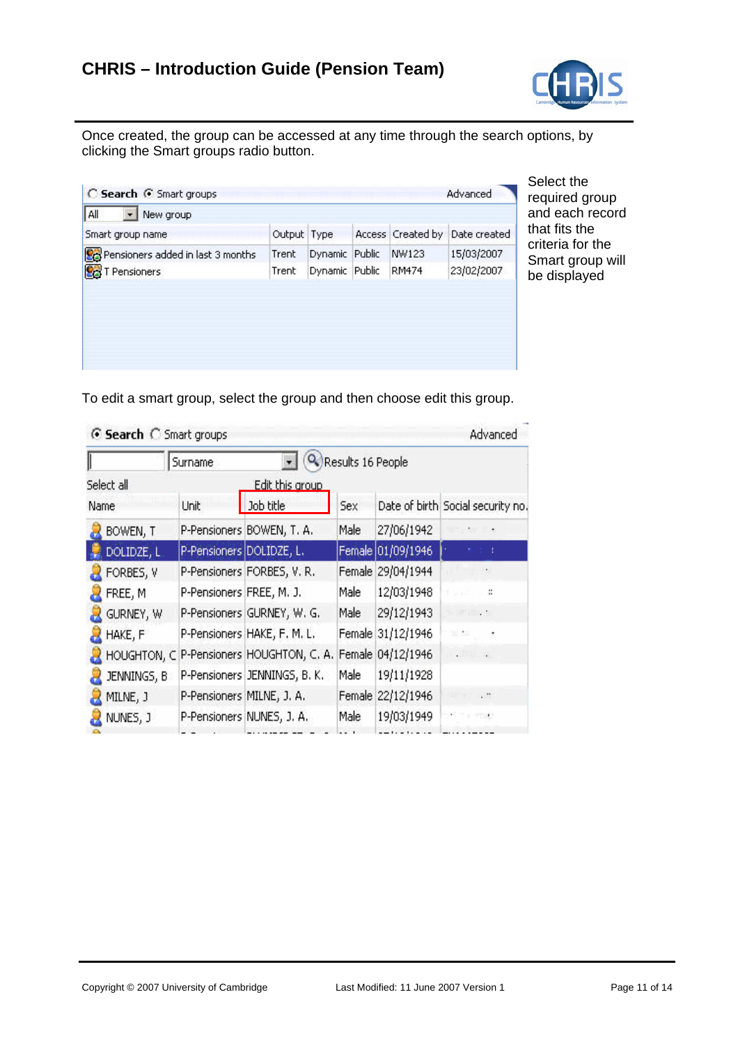Once created, the group can be accessed at any time through the search options, by clicking the Smart groups radio button.

| Smart group name | Output | Type | Access | Created by | Date created |
|---|---|---|---|---|---|
| Pensioners added in last 3 months | Trent | Dynamic | Public | NW123 | 15/03/2007 |
| T Pensioners | Trent | Dynamic | Public | RM474 | 23/02/2007 |

Select the required group and each record that fits the criteria for the Smart group will be displayed

To edit a smart group, select the group and then choose edit this group.

| Name | Unit | Job title | Sex | Date of birth | Social security no. |
|---|---|---|---|---|---|
| BOWEN, T | P-Pensioners | BOWEN, T. A. | Male | 27/06/1942 | |
| DOLIDZE, L | P-Pensioners | DOLIDZE, L. | Female | 01/09/1946 | |
| FORBES, V | P-Pensioners | FORBES, V. R. | Female | 29/04/1944 | |
| FREE, M | P-Pensioners | FREE, M. J. | Male | 12/03/1948 | |
| GURNEY, W | P-Pensioners | GURNEY, W. G. | Male | 29/12/1943 | |
| HAKE, F | P-Pensioners | HAKE, F. M. L. | Female | 31/12/1946 | |
| HOUGHTON, C | P-Pensioners | HOUGHTON, C. A. | Female | 04/12/1946 | |
| JENNINGS, B | P-Pensioners | JENNINGS, B. K. | Male | 19/11/1928 | |
| MILNE, J | P-Pensioners | MILNE, J. A. | Female | 22/12/1946 | |
| NUNES, J | P-Pensioners | NUNES, J. A. | Male | 19/03/1949 | |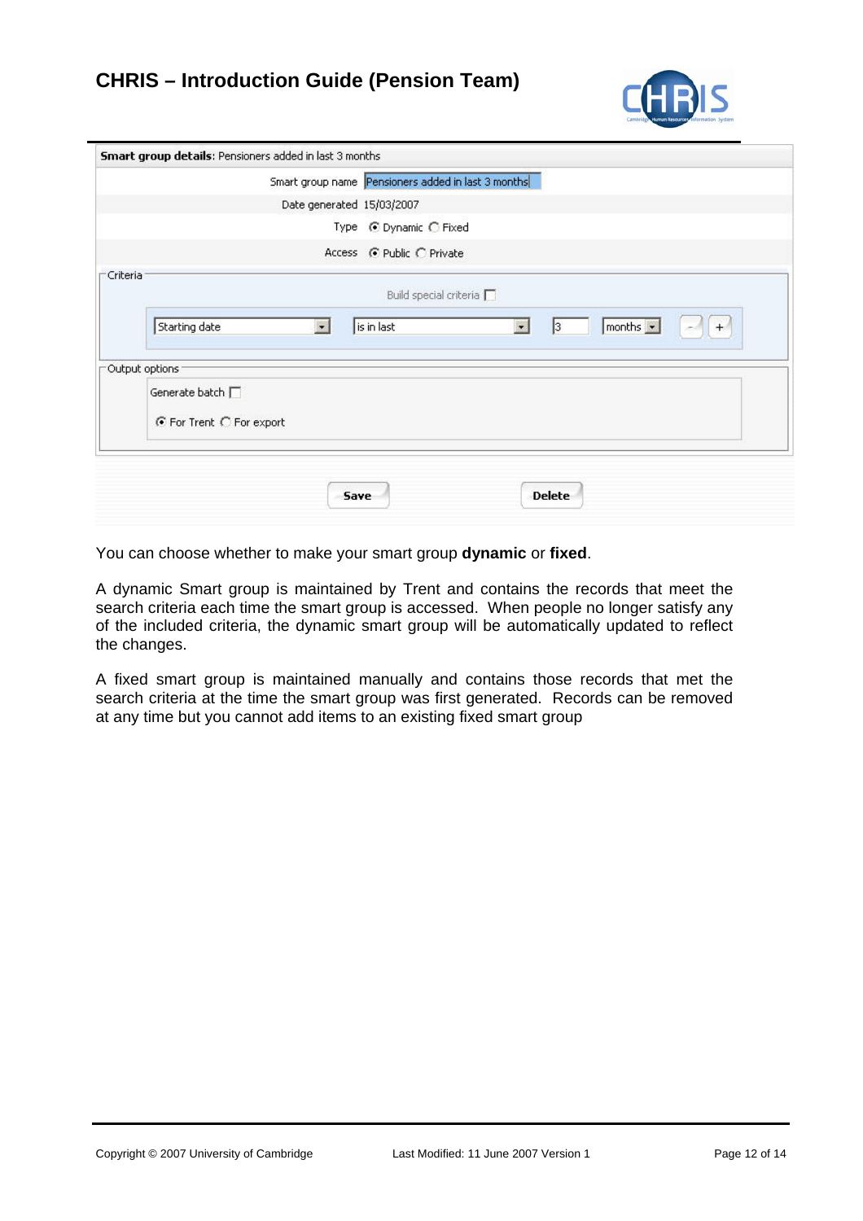| **Smart group details**: Pensioners added in last 3 months | |
|---|---|
| Smart group name | Pensioners added in last 3 months |
| Date generated | 15/03/2007 |
| Type | (•) Dynamic ( ) Fixed |
| Access | (•) Public ( ) Private |

**Criteria**

Build special criteria [ ]

Starting date | is in last | 3 | months | - | +

**Output options**

Generate batch [ ]

(•) For Trent ( ) For export

Save | Delete

You can choose whether to make your smart group **dynamic** or **fixed**.

A dynamic Smart group is maintained by Trent and contains the records that meet the search criteria each time the smart group is accessed. When people no longer satisfy any of the included criteria, the dynamic smart group will be automatically updated to reflect the changes.

A fixed smart group is maintained manually and contains those records that met the search criteria at the time the smart group was first generated. Records can be removed at any time but you cannot add items to an existing fixed smart group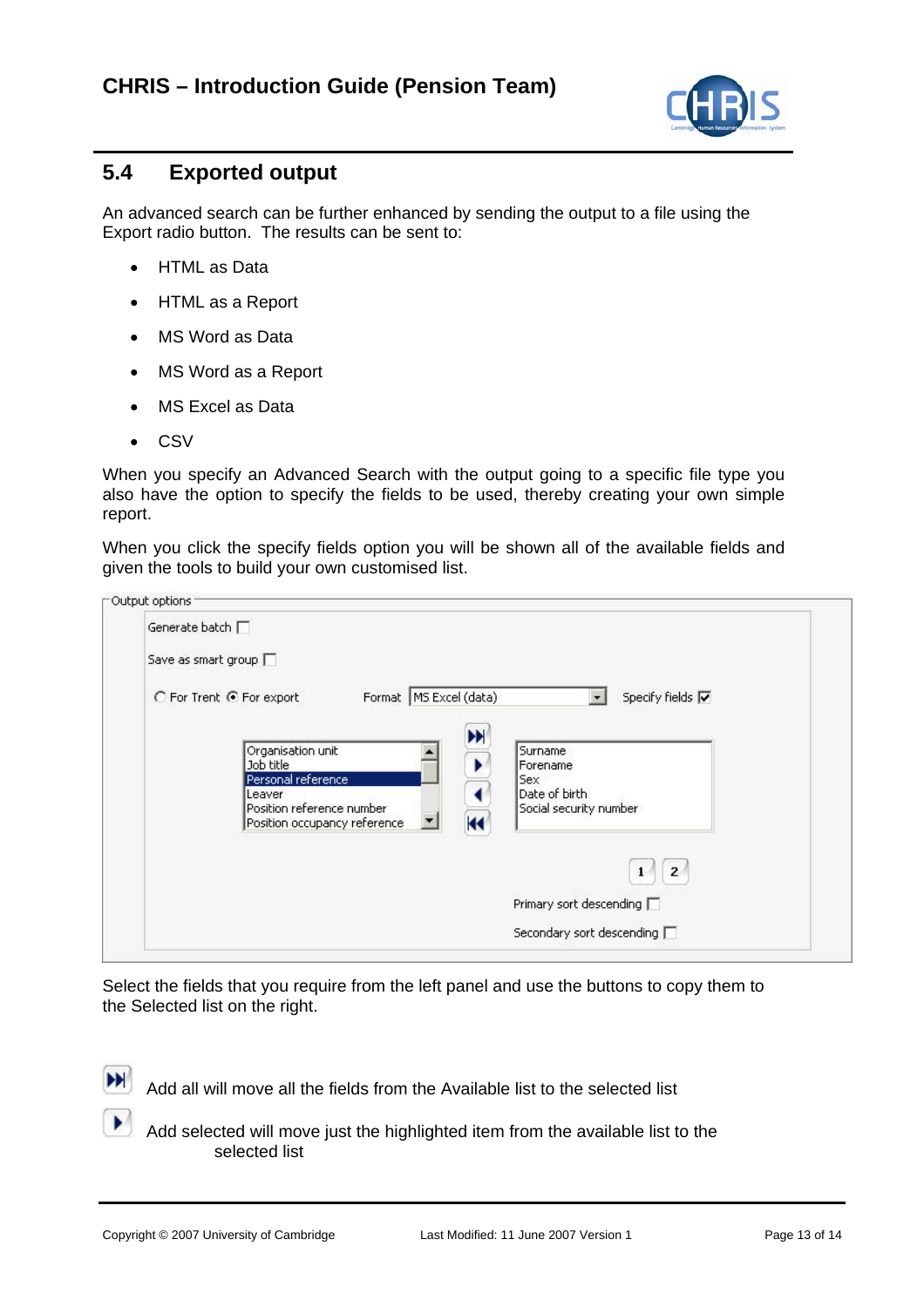## 5.4 Exported output

An advanced search can be further enhanced by sending the output to a file using the Export radio button. The results can be sent to:

- HTML as Data
- HTML as a Report
- MS Word as Data
- MS Word as a Report
- MS Excel as Data
- CSV

When you specify an Advanced Search with the output going to a specific file type you also have the option to specify the fields to be used, thereby creating your own simple report.

When you click the specify fields option you will be shown all of the available fields and given the tools to build your own customised list.

Select the fields that you require from the left panel and use the buttons to copy them to the Selected list on the right.

Add all will move all the fields from the Available list to the selected list

Add selected will move just the highlighted item from the available list to the selected list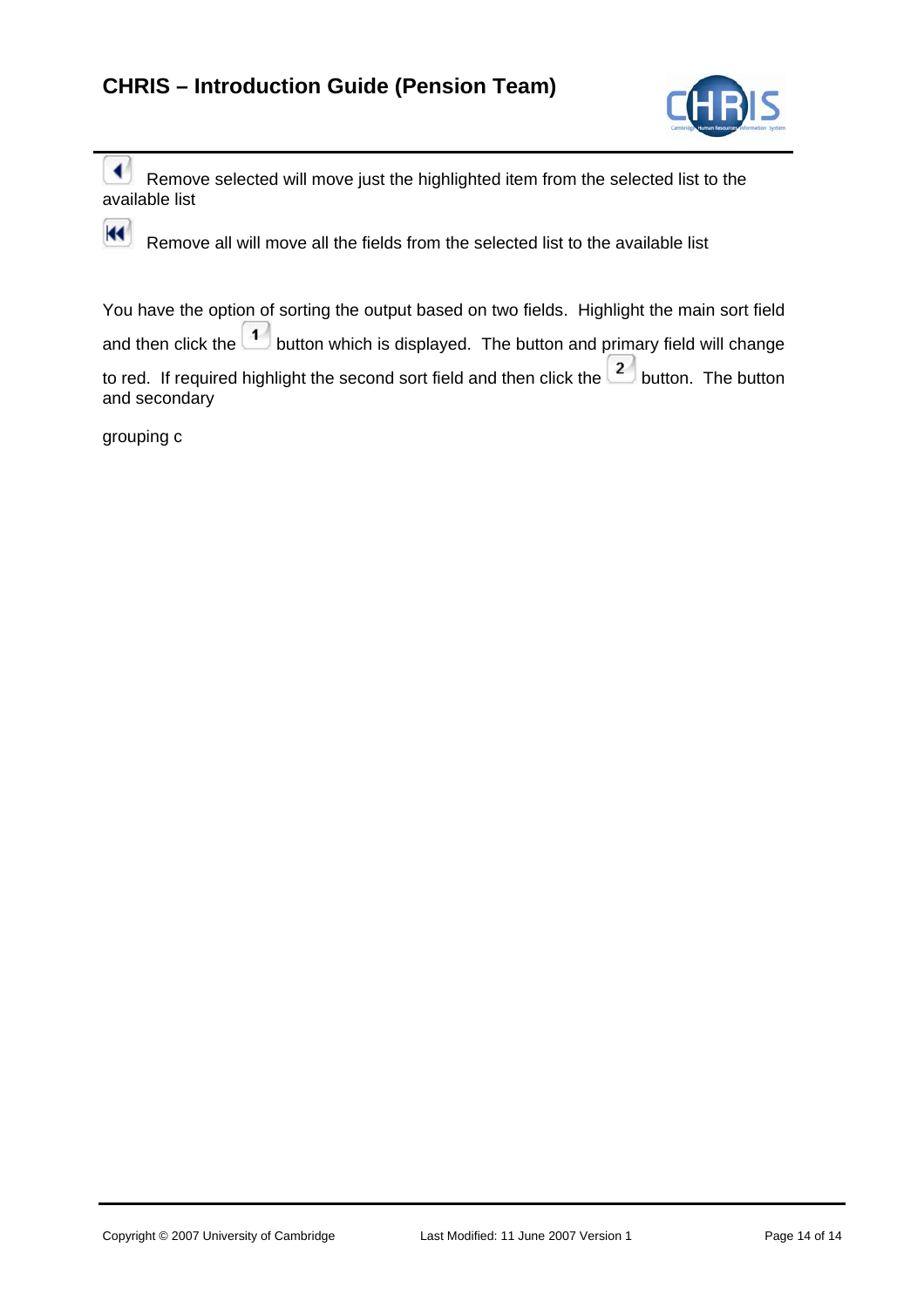Remove selected will move just the highlighted item from the selected list to the available list

Remove all will move all the fields from the selected list to the available list

You have the option of sorting the output based on two fields. Highlight the main sort field and then click the 1 button which is displayed. The button and primary field will change to red. If required highlight the second sort field and then click the 2 button. The button and secondary

grouping c